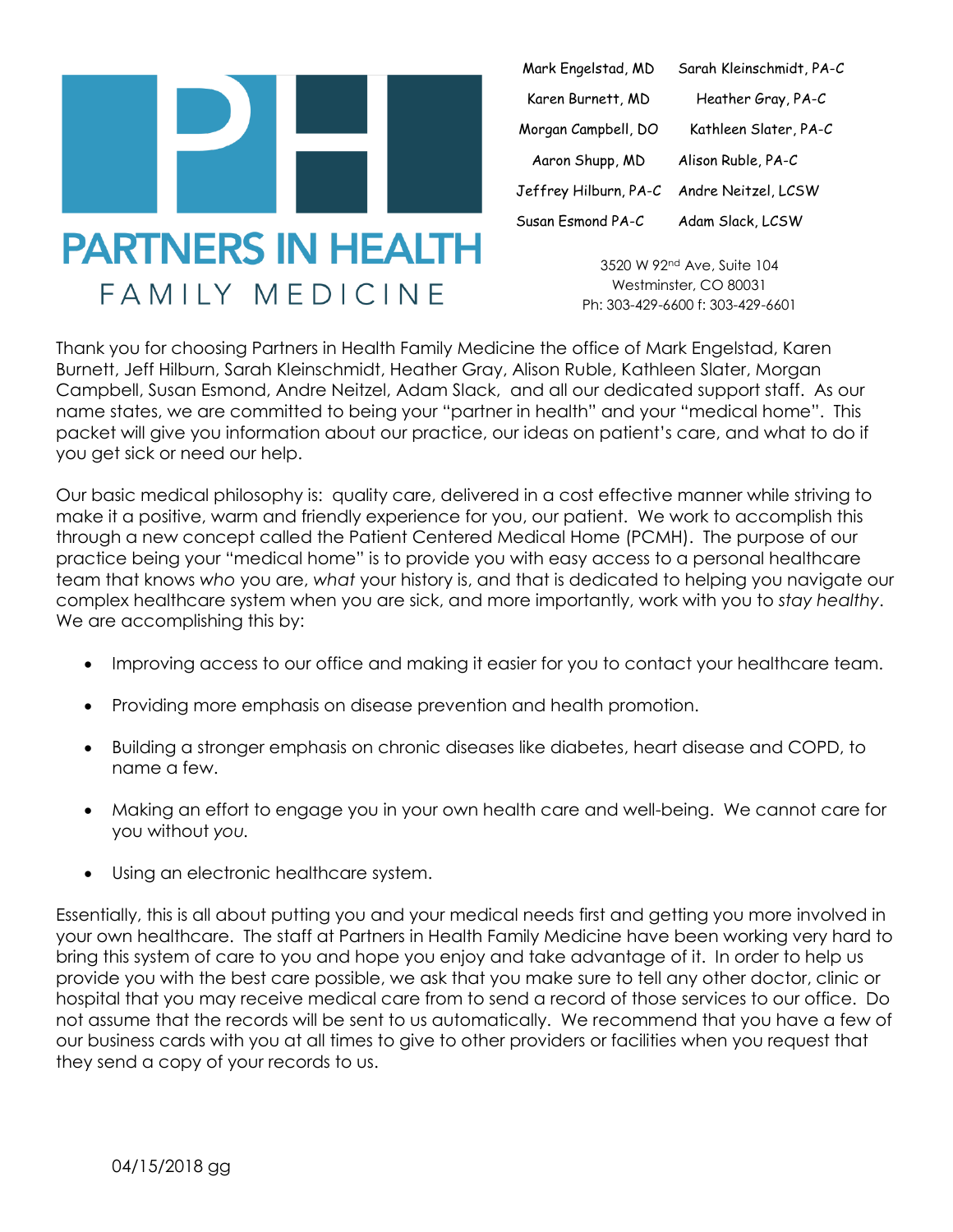# PARTNERS IN HEALTH
## FAMILY MEDICINE

| | |
|---|---|
| Mark Engelstad, MD | Sarah Kleinschmidt, PA-C |
| Karen Burnett, MD | Heather Gray, PA-C |
| Morgan Campbell, DO | Kathleen Slater, PA-C |
| Aaron Shupp, MD | Alison Ruble, PA-C |
| Jeffrey Hilburn, PA-C | Andre Neitzel, LCSW |
| Susan Esmond PA-C | Adam Slack, LCSW |

3520 W 92nd Ave, Suite 104
Westminster, CO 80031
Ph: 303-429-6600 f: 303-429-6601

Thank you for choosing Partners in Health Family Medicine the office of Mark Engelstad, Karen Burnett, Jeff Hilburn, Sarah Kleinschmidt, Heather Gray, Alison Ruble, Kathleen Slater, Morgan Campbell, Susan Esmond, Andre Neitzel, Adam Slack, and all our dedicated support staff. As our name states, we are committed to being your "partner in health" and your "medical home". This packet will give you information about our practice, our ideas on patient's care, and what to do if you get sick or need our help.

Our basic medical philosophy is: quality care, delivered in a cost effective manner while striving to make it a positive, warm and friendly experience for you, our patient. We work to accomplish this through a new concept called the Patient Centered Medical Home (PCMH). The purpose of our practice being your "medical home" is to provide you with easy access to a personal healthcare team that knows *who* you are, *what* your history is, and that is dedicated to helping you navigate our complex healthcare system when you are sick, and more importantly, work with you to *stay healthy*. We are accomplishing this by:

- Improving access to our office and making it easier for you to contact your healthcare team.
- Providing more emphasis on disease prevention and health promotion.
- Building a stronger emphasis on chronic diseases like diabetes, heart disease and COPD, to name a few.
- Making an effort to engage you in your own health care and well-being. We cannot care for you without *you.*
- Using an electronic healthcare system.

Essentially, this is all about putting you and your medical needs first and getting you more involved in your own healthcare. The staff at Partners in Health Family Medicine have been working very hard to bring this system of care to you and hope you enjoy and take advantage of it. In order to help us provide you with the best care possible, we ask that you make sure to tell any other doctor, clinic or hospital that you may receive medical care from to send a record of those services to our office. Do not assume that the records will be sent to us automatically. We recommend that you have a few of our business cards with you at all times to give to other providers or facilities when you request that they send a copy of your records to us.

04/15/2018 gg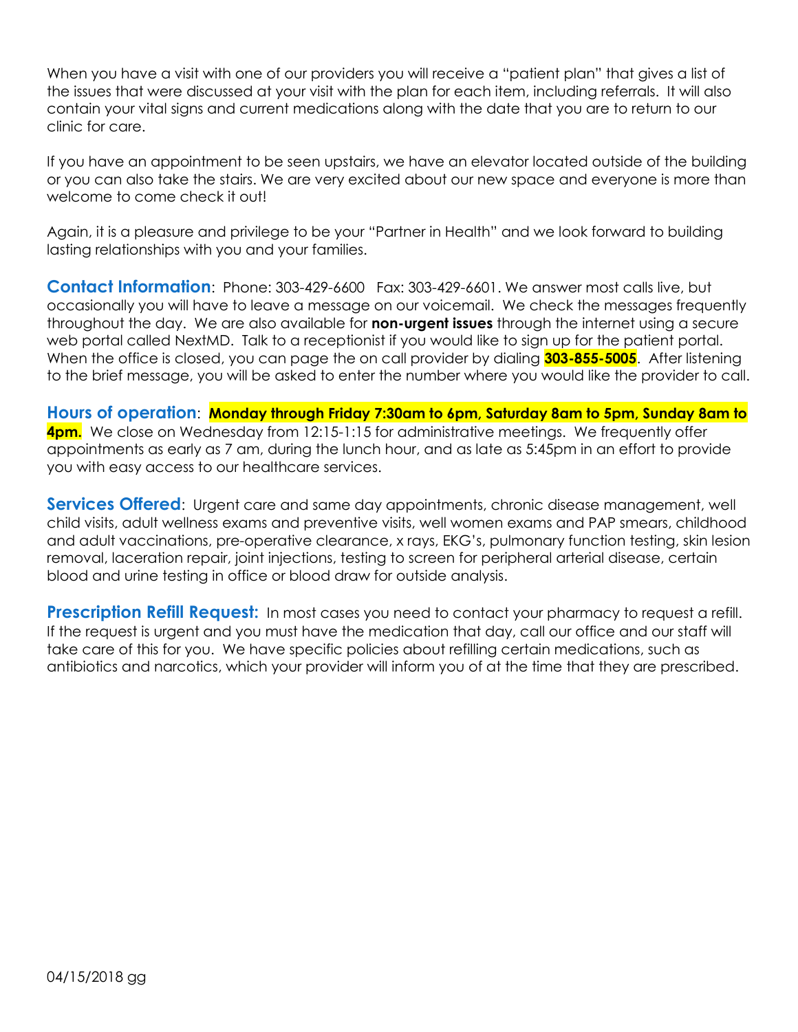When you have a visit with one of our providers you will receive a "patient plan" that gives a list of the issues that were discussed at your visit with the plan for each item, including referrals. It will also contain your vital signs and current medications along with the date that you are to return to our clinic for care.

If you have an appointment to be seen upstairs, we have an elevator located outside of the building or you can also take the stairs. We are very excited about our new space and everyone is more than welcome to come check it out!

Again, it is a pleasure and privilege to be your "Partner in Health" and we look forward to building lasting relationships with you and your families.

**Contact Information**: Phone: 303-429-6600 Fax: 303-429-6601. We answer most calls live, but occasionally you will have to leave a message on our voicemail. We check the messages frequently throughout the day. We are also available for **non-urgent issues** through the internet using a secure web portal called NextMD. Talk to a receptionist if you would like to sign up for the patient portal. When the office is closed, you can page the on call provider by dialing **303-855-5005**. After listening to the brief message, you will be asked to enter the number where you would like the provider to call.

**Hours of operation**: **Monday through Friday 7:30am to 6pm, Saturday 8am to 5pm, Sunday 8am to 4pm.** We close on Wednesday from 12:15-1:15 for administrative meetings. We frequently offer appointments as early as 7 am, during the lunch hour, and as late as 5:45pm in an effort to provide you with easy access to our healthcare services.

**Services Offered**: Urgent care and same day appointments, chronic disease management, well child visits, adult wellness exams and preventive visits, well women exams and PAP smears, childhood and adult vaccinations, pre-operative clearance, x rays, EKG's, pulmonary function testing, skin lesion removal, laceration repair, joint injections, testing to screen for peripheral arterial disease, certain blood and urine testing in office or blood draw for outside analysis.

**Prescription Refill Request:** In most cases you need to contact your pharmacy to request a refill. If the request is urgent and you must have the medication that day, call our office and our staff will take care of this for you. We have specific policies about refilling certain medications, such as antibiotics and narcotics, which your provider will inform you of at the time that they are prescribed.

04/15/2018 gg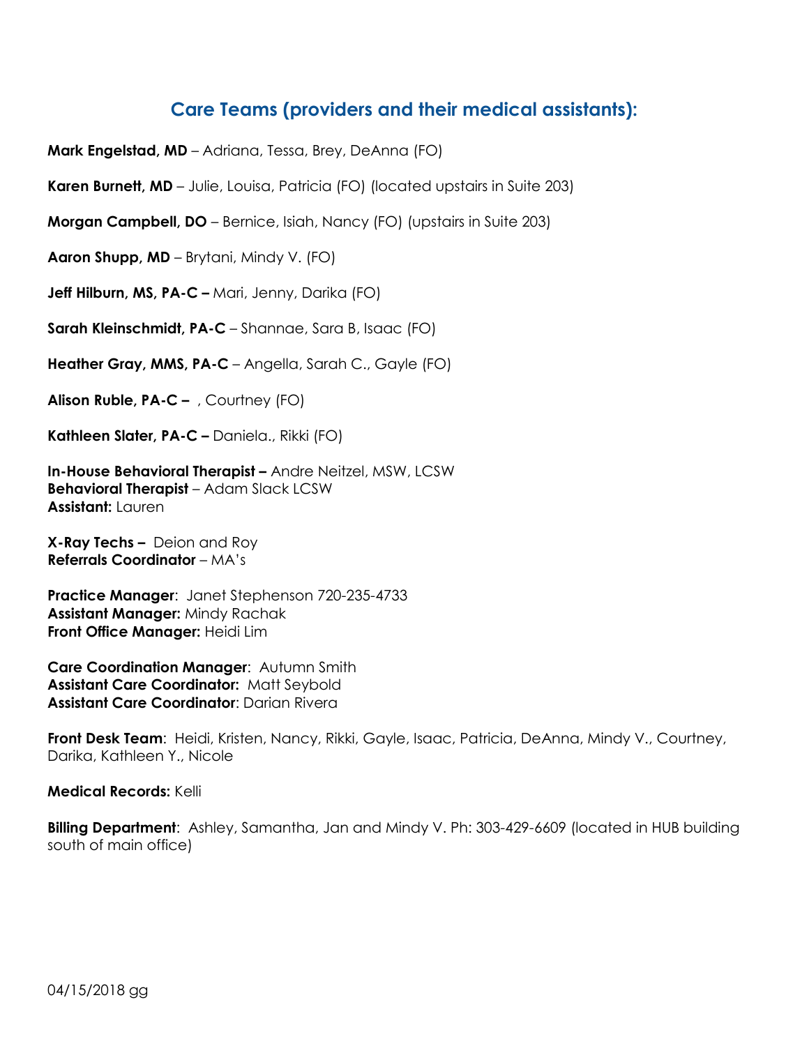## Care Teams (providers and their medical assistants):

**Mark Engelstad, MD** – Adriana, Tessa, Brey, DeAnna (FO)

**Karen Burnett, MD** – Julie, Louisa, Patricia (FO) (located upstairs in Suite 203)

**Morgan Campbell, DO** – Bernice, Isiah, Nancy (FO) (upstairs in Suite 203)

**Aaron Shupp, MD** – Brytani, Mindy V. (FO)

**Jeff Hilburn, MS, PA-C –** Mari, Jenny, Darika (FO)

**Sarah Kleinschmidt, PA-C** – Shannae, Sara B, Isaac (FO)

**Heather Gray, MMS, PA-C** – Angella, Sarah C., Gayle (FO)

**Alison Ruble, PA-C –** , Courtney (FO)

**Kathleen Slater, PA-C –** Daniela., Rikki (FO)

**In-House Behavioral Therapist –** Andre Neitzel, MSW, LCSW
**Behavioral Therapist** – Adam Slack LCSW
**Assistant:** Lauren

**X-Ray Techs –** Deion and Roy
**Referrals Coordinator** – MA's

**Practice Manager**: Janet Stephenson 720-235-4733
**Assistant Manager:** Mindy Rachak
**Front Office Manager:** Heidi Lim

**Care Coordination Manager**: Autumn Smith
**Assistant Care Coordinator:** Matt Seybold
**Assistant Care Coordinator**: Darian Rivera

**Front Desk Team**: Heidi, Kristen, Nancy, Rikki, Gayle, Isaac, Patricia, DeAnna, Mindy V., Courtney, Darika, Kathleen Y., Nicole

**Medical Records:** Kelli

**Billing Department**: Ashley, Samantha, Jan and Mindy V. Ph: 303-429-6609 (located in HUB building south of main office)

04/15/2018 gg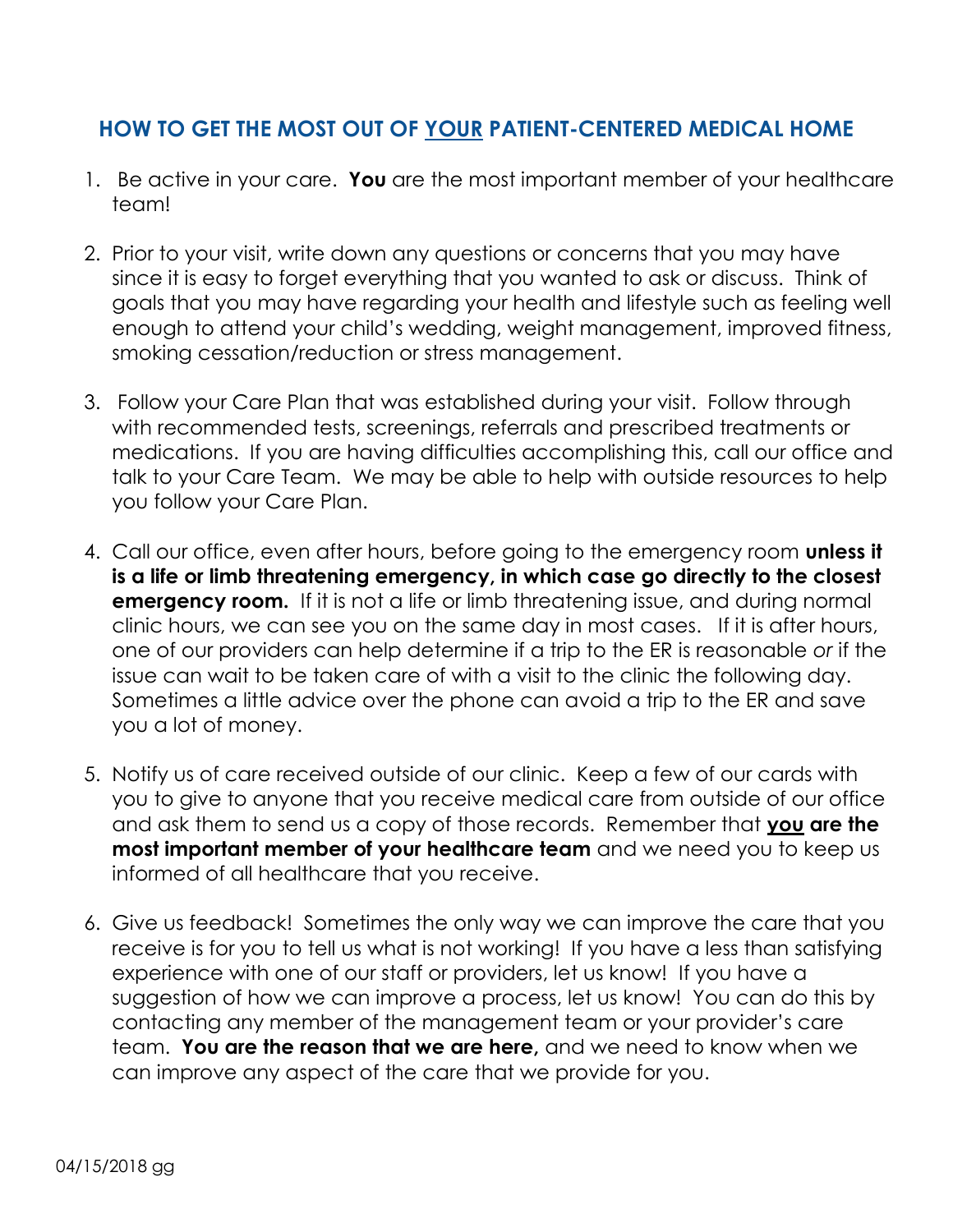## HOW TO GET THE MOST OUT OF YOUR PATIENT-CENTERED MEDICAL HOME

1. Be active in your care. **You** are the most important member of your healthcare team!

2. Prior to your visit, write down any questions or concerns that you may have since it is easy to forget everything that you wanted to ask or discuss. Think of goals that you may have regarding your health and lifestyle such as feeling well enough to attend your child's wedding, weight management, improved fitness, smoking cessation/reduction or stress management.

3. Follow your Care Plan that was established during your visit. Follow through with recommended tests, screenings, referrals and prescribed treatments or medications. If you are having difficulties accomplishing this, call our office and talk to your Care Team. We may be able to help with outside resources to help you follow your Care Plan.

4. Call our office, even after hours, before going to the emergency room **unless it is a life or limb threatening emergency, in which case go directly to the closest emergency room.** If it is not a life or limb threatening issue, and during normal clinic hours, we can see you on the same day in most cases. If it is after hours, one of our providers can help determine if a trip to the ER is reasonable *or* if the issue can wait to be taken care of with a visit to the clinic the following day. Sometimes a little advice over the phone can avoid a trip to the ER and save you a lot of money.

5. Notify us of care received outside of our clinic. Keep a few of our cards with you to give to anyone that you receive medical care from outside of our office and ask them to send us a copy of those records. Remember that **<u>you</u> are the most important member of your healthcare team** and we need you to keep us informed of all healthcare that you receive.

6. Give us feedback! Sometimes the only way we can improve the care that you receive is for you to tell us what is not working! If you have a less than satisfying experience with one of our staff or providers, let us know! If you have a suggestion of how we can improve a process, let us know! You can do this by contacting any member of the management team or your provider's care team. **You are the reason that we are here,** and we need to know when we can improve any aspect of the care that we provide for you.

04/15/2018 gg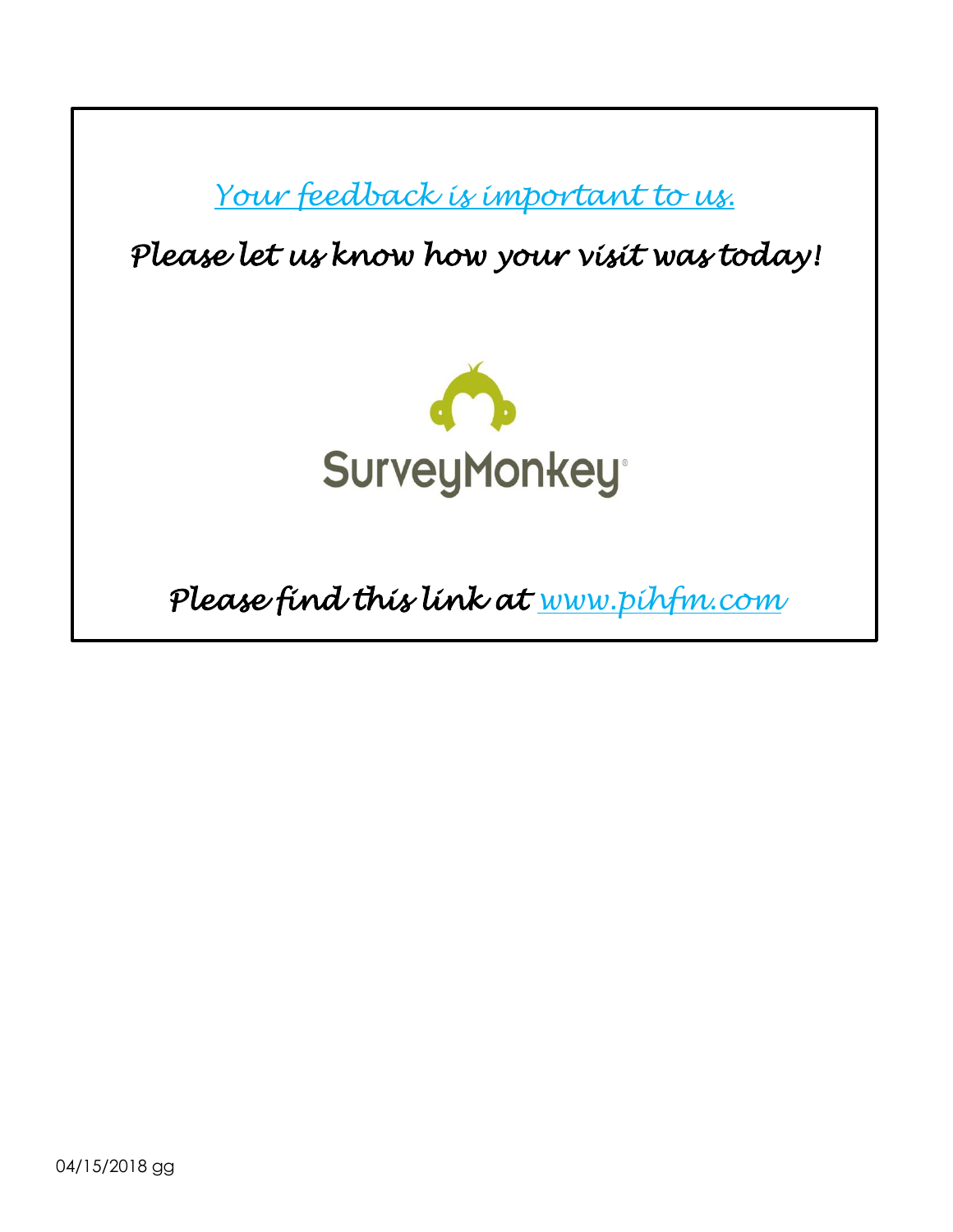*Your feedback is important to us.*

***Please let us know how your visit was today!***

SurveyMonkey

***Please find this link at*** *www.pihfm.com*

04/15/2018 gg